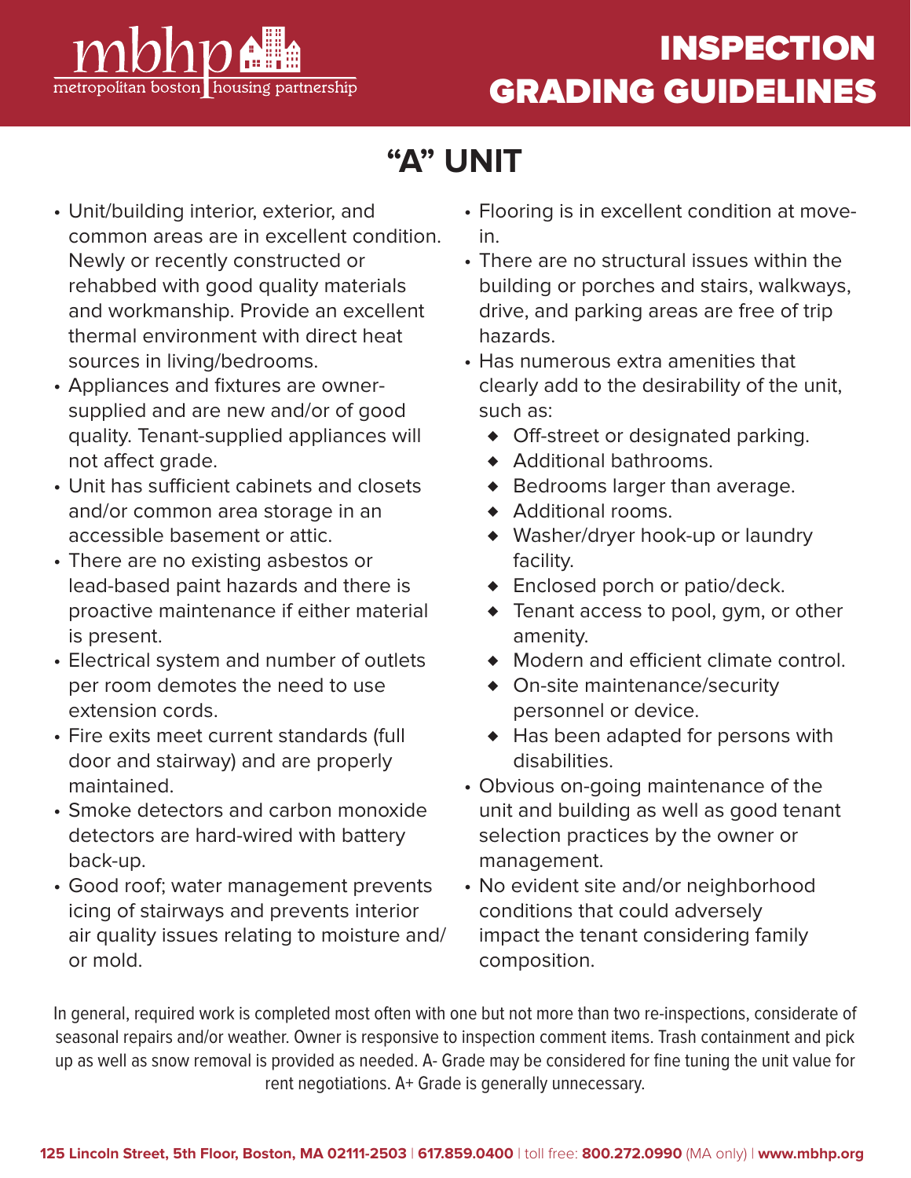# INSPECTION GRADING GUIDELINES

## "A" UNIT

- Unit/building interior, exterior, and common areas are in excellent condition. Newly or recently constructed or rehabbed with good quality materials and workmanship. Provide an excellent thermal environment with direct heat sources in living/bedrooms.
- Appliances and fixtures are owner-supplied and are new and/or of good quality. Tenant-supplied appliances will not affect grade.
- Unit has sufficient cabinets and closets and/or common area storage in an accessible basement or attic.
- There are no existing asbestos or lead-based paint hazards and there is proactive maintenance if either material is present.
- Electrical system and number of outlets per room demotes the need to use extension cords.
- Fire exits meet current standards (full door and stairway) and are properly maintained.
- Smoke detectors and carbon monoxide detectors are hard-wired with battery back-up.
- Good roof; water management prevents icing of stairways and prevents interior air quality issues relating to moisture and/or mold.
- Flooring is in excellent condition at move-in.
- There are no structural issues within the building or porches and stairs, walkways, drive, and parking areas are free of trip hazards.
- Has numerous extra amenities that clearly add to the desirability of the unit, such as:
  - Off-street or designated parking.
  - Additional bathrooms.
  - Bedrooms larger than average.
  - Additional rooms.
  - Washer/dryer hook-up or laundry facility.
  - Enclosed porch or patio/deck.
  - Tenant access to pool, gym, or other amenity.
  - Modern and efficient climate control.
  - On-site maintenance/security personnel or device.
  - Has been adapted for persons with disabilities.
- Obvious on-going maintenance of the unit and building as well as good tenant selection practices by the owner or management.
- No evident site and/or neighborhood conditions that could adversely impact the tenant considering family composition.

In general, required work is completed most often with one but not more than two re-inspections, considerate of seasonal repairs and/or weather. Owner is responsive to inspection comment items. Trash containment and pick up as well as snow removal is provided as needed. A- Grade may be considered for fine tuning the unit value for rent negotiations. A+ Grade is generally unnecessary.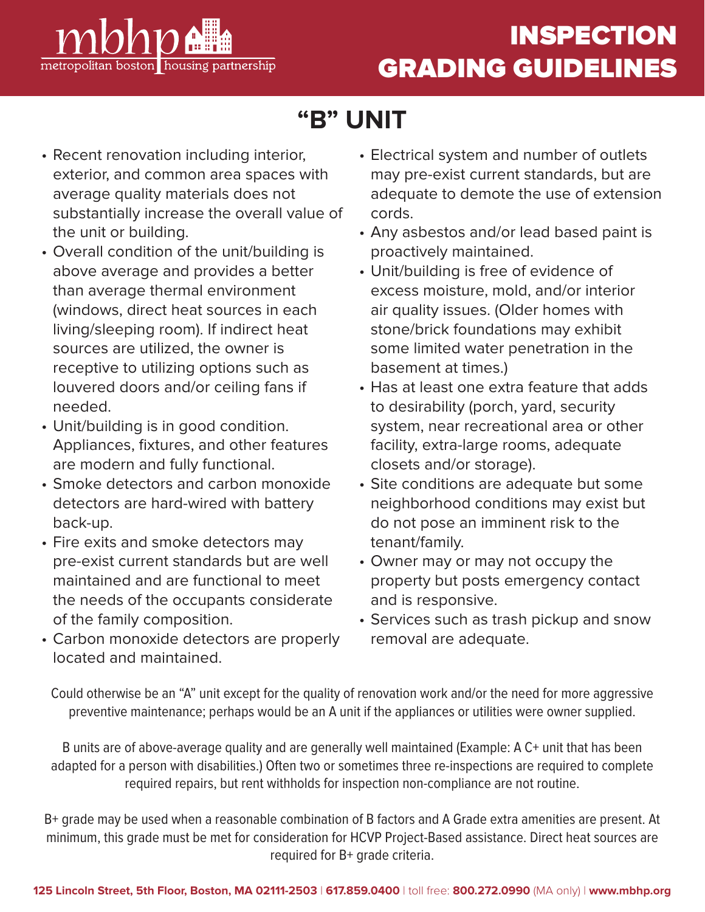# INSPECTION GRADING GUIDELINES

## "B" UNIT

- Recent renovation including interior, exterior, and common area spaces with average quality materials does not substantially increase the overall value of the unit or building.
- Overall condition of the unit/building is above average and provides a better than average thermal environment (windows, direct heat sources in each living/sleeping room). If indirect heat sources are utilized, the owner is receptive to utilizing options such as louvered doors and/or ceiling fans if needed.
- Unit/building is in good condition. Appliances, fixtures, and other features are modern and fully functional.
- Smoke detectors and carbon monoxide detectors are hard-wired with battery back-up.
- Fire exits and smoke detectors may pre-exist current standards but are well maintained and are functional to meet the needs of the occupants considerate of the family composition.
- Carbon monoxide detectors are properly located and maintained.
- Electrical system and number of outlets may pre-exist current standards, but are adequate to demote the use of extension cords.
- Any asbestos and/or lead based paint is proactively maintained.
- Unit/building is free of evidence of excess moisture, mold, and/or interior air quality issues. (Older homes with stone/brick foundations may exhibit some limited water penetration in the basement at times.)
- Has at least one extra feature that adds to desirability (porch, yard, security system, near recreational area or other facility, extra-large rooms, adequate closets and/or storage).
- Site conditions are adequate but some neighborhood conditions may exist but do not pose an imminent risk to the tenant/family.
- Owner may or may not occupy the property but posts emergency contact and is responsive.
- Services such as trash pickup and snow removal are adequate.

Could otherwise be an "A" unit except for the quality of renovation work and/or the need for more aggressive preventive maintenance; perhaps would be an A unit if the appliances or utilities were owner supplied.

B units are of above-average quality and are generally well maintained (Example: A C+ unit that has been adapted for a person with disabilities.) Often two or sometimes three re-inspections are required to complete required repairs, but rent withholds for inspection non-compliance are not routine.

B+ grade may be used when a reasonable combination of B factors and A Grade extra amenities are present. At minimum, this grade must be met for consideration for HCVP Project-Based assistance. Direct heat sources are required for B+ grade criteria.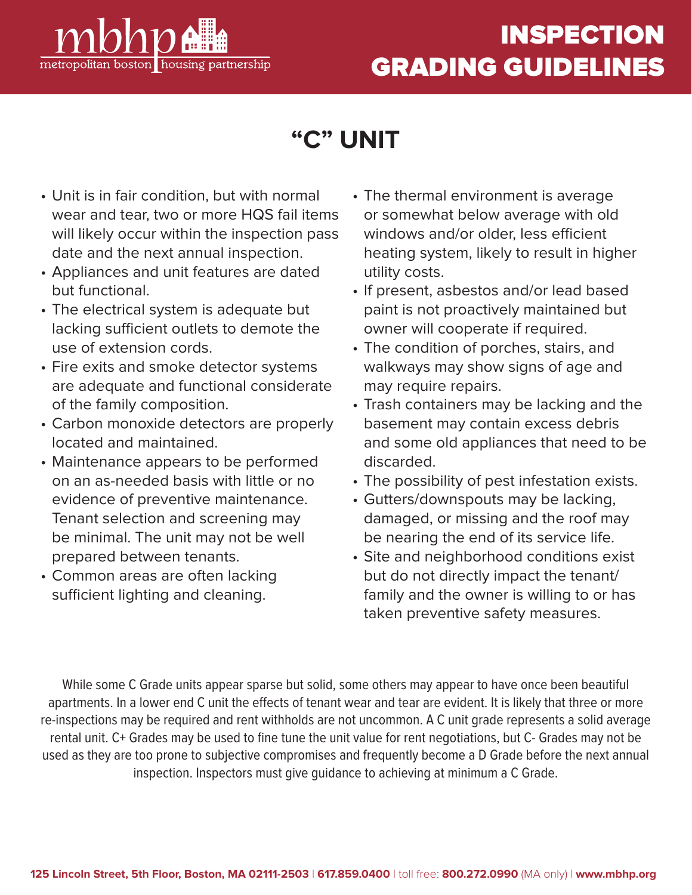# INSPECTION GRADING GUIDELINES

## "C" UNIT

- Unit is in fair condition, but with normal wear and tear, two or more HQS fail items will likely occur within the inspection pass date and the next annual inspection.
- Appliances and unit features are dated but functional.
- The electrical system is adequate but lacking sufficient outlets to demote the use of extension cords.
- Fire exits and smoke detector systems are adequate and functional considerate of the family composition.
- Carbon monoxide detectors are properly located and maintained.
- Maintenance appears to be performed on an as-needed basis with little or no evidence of preventive maintenance. Tenant selection and screening may be minimal. The unit may not be well prepared between tenants.
- Common areas are often lacking sufficient lighting and cleaning.
- The thermal environment is average or somewhat below average with old windows and/or older, less efficient heating system, likely to result in higher utility costs.
- If present, asbestos and/or lead based paint is not proactively maintained but owner will cooperate if required.
- The condition of porches, stairs, and walkways may show signs of age and may require repairs.
- Trash containers may be lacking and the basement may contain excess debris and some old appliances that need to be discarded.
- The possibility of pest infestation exists.
- Gutters/downspouts may be lacking, damaged, or missing and the roof may be nearing the end of its service life.
- Site and neighborhood conditions exist but do not directly impact the tenant/family and the owner is willing to or has taken preventive safety measures.

While some C Grade units appear sparse but solid, some others may appear to have once been beautiful apartments. In a lower end C unit the effects of tenant wear and tear are evident. It is likely that three or more re-inspections may be required and rent withholds are not uncommon. A C unit grade represents a solid average rental unit. C+ Grades may be used to fine tune the unit value for rent negotiations, but C- Grades may not be used as they are too prone to subjective compromises and frequently become a D Grade before the next annual inspection. Inspectors must give guidance to achieving at minimum a C Grade.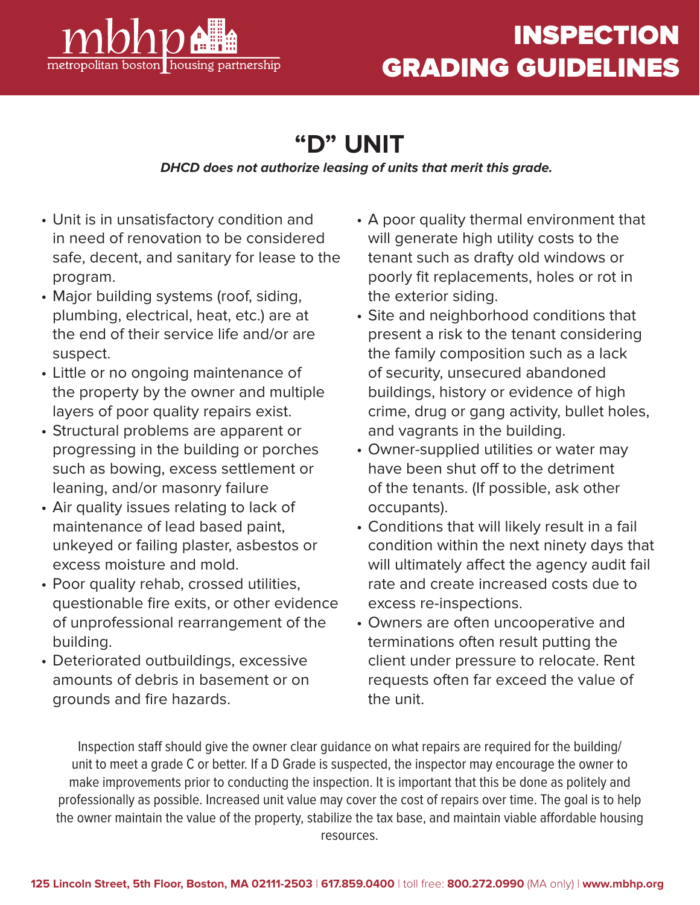# INSPECTION GRADING GUIDELINES

## "D" UNIT

***DHCD does not authorize leasing of units that merit this grade.***

- Unit is in unsatisfactory condition and in need of renovation to be considered safe, decent, and sanitary for lease to the program.
- Major building systems (roof, siding, plumbing, electrical, heat, etc.) are at the end of their service life and/or are suspect.
- Little or no ongoing maintenance of the property by the owner and multiple layers of poor quality repairs exist.
- Structural problems are apparent or progressing in the building or porches such as bowing, excess settlement or leaning, and/or masonry failure
- Air quality issues relating to lack of maintenance of lead based paint, unkeyed or failing plaster, asbestos or excess moisture and mold.
- Poor quality rehab, crossed utilities, questionable fire exits, or other evidence of unprofessional rearrangement of the building.
- Deteriorated outbuildings, excessive amounts of debris in basement or on grounds and fire hazards.
- A poor quality thermal environment that will generate high utility costs to the tenant such as drafty old windows or poorly fit replacements, holes or rot in the exterior siding.
- Site and neighborhood conditions that present a risk to the tenant considering the family composition such as a lack of security, unsecured abandoned buildings, history or evidence of high crime, drug or gang activity, bullet holes, and vagrants in the building.
- Owner-supplied utilities or water may have been shut off to the detriment of the tenants. (If possible, ask other occupants).
- Conditions that will likely result in a fail condition within the next ninety days that will ultimately affect the agency audit fail rate and create increased costs due to excess re-inspections.
- Owners are often uncooperative and terminations often result putting the client under pressure to relocate. Rent requests often far exceed the value of the unit.

Inspection staff should give the owner clear guidance on what repairs are required for the building/unit to meet a grade C or better. If a D Grade is suspected, the inspector may encourage the owner to make improvements prior to conducting the inspection. It is important that this be done as politely and professionally as possible. Increased unit value may cover the cost of repairs over time. The goal is to help the owner maintain the value of the property, stabilize the tax base, and maintain viable affordable housing resources.